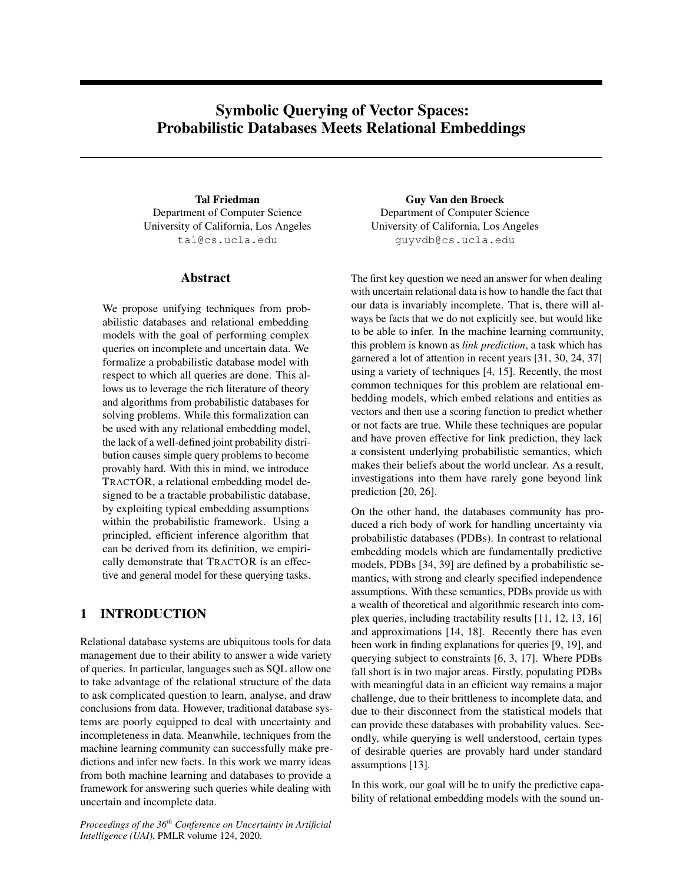# Symbolic Querying of Vector Spaces: Probabilistic Databases Meets Relational Embeddings

**Tal Friedman**
Department of Computer Science
University of California, Los Angeles
tal@cs.ucla.edu

**Guy Van den Broeck**
Department of Computer Science
University of California, Los Angeles
guyvdb@cs.ucla.edu

## Abstract

We propose unifying techniques from probabilistic databases and relational embedding models with the goal of performing complex queries on incomplete and uncertain data. We formalize a probabilistic database model with respect to which all queries are done. This allows us to leverage the rich literature of theory and algorithms from probabilistic databases for solving problems. While this formalization can be used with any relational embedding model, the lack of a well-defined joint probability distribution causes simple query problems to become provably hard. With this in mind, we introduce TractOR, a relational embedding model designed to be a tractable probabilistic database, by exploiting typical embedding assumptions within the probabilistic framework. Using a principled, efficient inference algorithm that can be derived from its definition, we empirically demonstrate that TractOR is an effective and general model for these querying tasks.

## 1 INTRODUCTION

Relational database systems are ubiquitous tools for data management due to their ability to answer a wide variety of queries. In particular, languages such as SQL allow one to take advantage of the relational structure of the data to ask complicated question to learn, analyse, and draw conclusions from data. However, traditional database systems are poorly equipped to deal with uncertainty and incompleteness in data. Meanwhile, techniques from the machine learning community can successfully make predictions and infer new facts. In this work we marry ideas from both machine learning and databases to provide a framework for answering such queries while dealing with uncertain and incomplete data.

*Proceedings of the 36th Conference on Uncertainty in Artificial Intelligence (UAI)*, PMLR volume 124, 2020.

The first key question we need an answer for when dealing with uncertain relational data is how to handle the fact that our data is invariably incomplete. That is, there will always be facts that we do not explicitly see, but would like to be able to infer. In the machine learning community, this problem is known as *link prediction*, a task which has garnered a lot of attention in recent years [31, 30, 24, 37] using a variety of techniques [4, 15]. Recently, the most common techniques for this problem are relational embedding models, which embed relations and entities as vectors and then use a scoring function to predict whether or not facts are true. While these techniques are popular and have proven effective for link prediction, they lack a consistent underlying probabilistic semantics, which makes their beliefs about the world unclear. As a result, investigations into them have rarely gone beyond link prediction [20, 26].

On the other hand, the databases community has produced a rich body of work for handling uncertainty via probabilistic databases (PDBs). In contrast to relational embedding models which are fundamentally predictive models, PDBs [34, 39] are defined by a probabilistic semantics, with strong and clearly specified independence assumptions. With these semantics, PDBs provide us with a wealth of theoretical and algorithmic research into complex queries, including tractability results [11, 12, 13, 16] and approximations [14, 18]. Recently there has even been work in finding explanations for queries [9, 19], and querying subject to constraints [6, 3, 17]. Where PDBs fall short is in two major areas. Firstly, populating PDBs with meaningful data in an efficient way remains a major challenge, due to their brittleness to incomplete data, and due to their disconnect from the statistical models that can provide these databases with probability values. Secondly, while querying is well understood, certain types of desirable queries are provably hard under standard assumptions [13].

In this work, our goal will be to unify the predictive capability of relational embedding models with the sound un-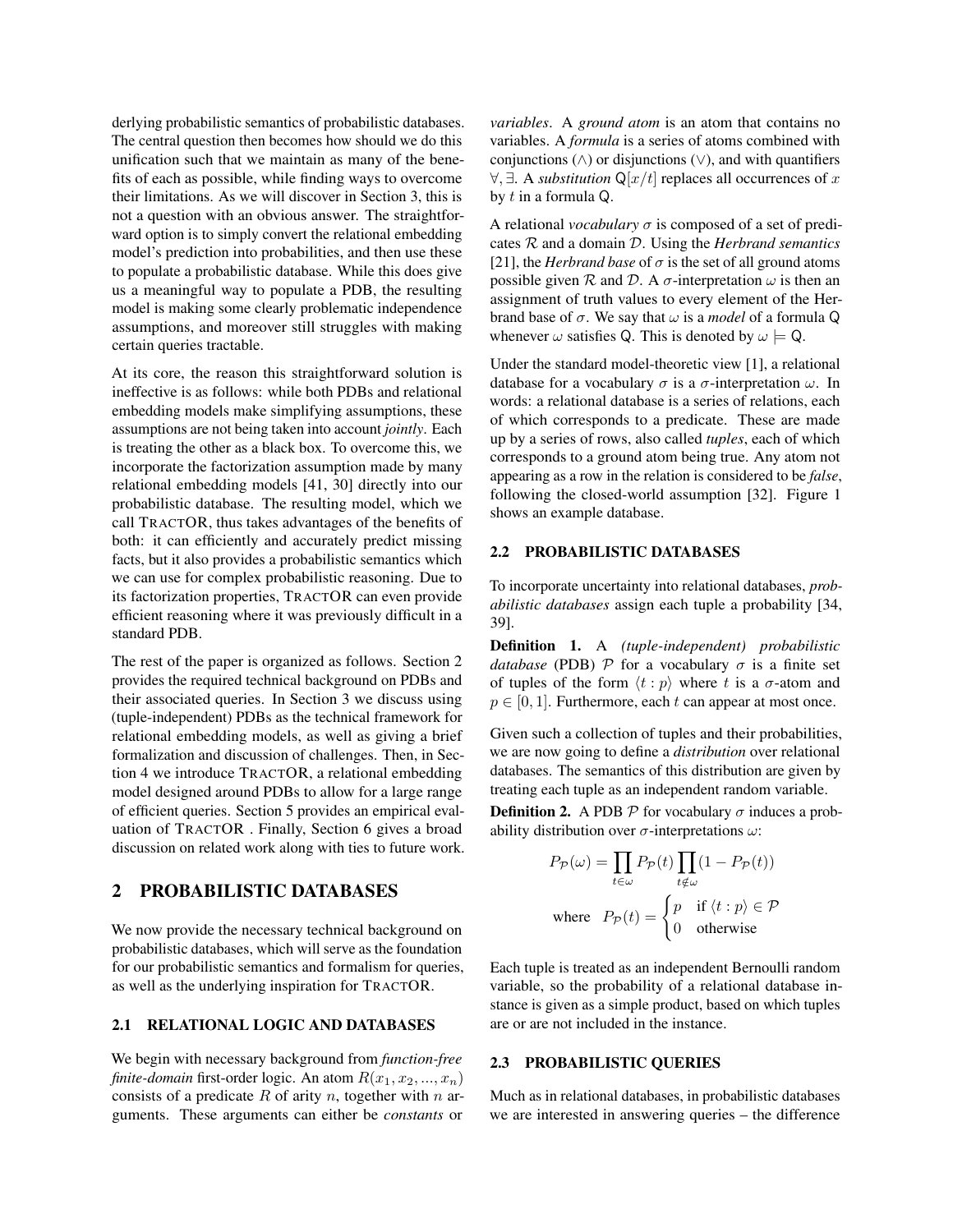derlying probabilistic semantics of probabilistic databases. The central question then becomes how should we do this unification such that we maintain as many of the benefits of each as possible, while finding ways to overcome their limitations. As we will discover in Section 3, this is not a question with an obvious answer. The straightforward option is to simply convert the relational embedding model's prediction into probabilities, and then use these to populate a probabilistic database. While this does give us a meaningful way to populate a PDB, the resulting model is making some clearly problematic independence assumptions, and moreover still struggles with making certain queries tractable.

At its core, the reason this straightforward solution is ineffective is as follows: while both PDBs and relational embedding models make simplifying assumptions, these assumptions are not being taken into account *jointly*. Each is treating the other as a black box. To overcome this, we incorporate the factorization assumption made by many relational embedding models [41, 30] directly into our probabilistic database. The resulting model, which we call TRACTOR, thus takes advantages of the benefits of both: it can efficiently and accurately predict missing facts, but it also provides a probabilistic semantics which we can use for complex probabilistic reasoning. Due to its factorization properties, TRACTOR can even provide efficient reasoning where it was previously difficult in a standard PDB.

The rest of the paper is organized as follows. Section 2 provides the required technical background on PDBs and their associated queries. In Section 3 we discuss using (tuple-independent) PDBs as the technical framework for relational embedding models, as well as giving a brief formalization and discussion of challenges. Then, in Section 4 we introduce TRACTOR, a relational embedding model designed around PDBs to allow for a large range of efficient queries. Section 5 provides an empirical evaluation of TRACTOR . Finally, Section 6 gives a broad discussion on related work along with ties to future work.

## 2 PROBABILISTIC DATABASES

We now provide the necessary technical background on probabilistic databases, which will serve as the foundation for our probabilistic semantics and formalism for queries, as well as the underlying inspiration for TRACTOR.

### 2.1 RELATIONAL LOGIC AND DATABASES

We begin with necessary background from *function-free finite-domain* first-order logic. An atom $R(x_1, x_2, ..., x_n)$ consists of a predicate $R$ of arity $n$, together with $n$ arguments. These arguments can either be *constants* or *variables*. A *ground atom* is an atom that contains no variables. A *formula* is a series of atoms combined with conjunctions ($\wedge$) or disjunctions ($\vee$), and with quantifiers $\forall, \exists$. A *substitution* $\mathsf{Q}[x/t]$ replaces all occurrences of $x$ by $t$ in a formula $\mathsf{Q}$.

A relational *vocabulary* $\sigma$ is composed of a set of predicates $\mathcal{R}$ and a domain $\mathcal{D}$. Using the *Herbrand semantics* [21], the *Herbrand base* of $\sigma$ is the set of all ground atoms possible given $\mathcal{R}$ and $\mathcal{D}$. A $\sigma$-interpretation $\omega$ is then an assignment of truth values to every element of the Herbrand base of $\sigma$. We say that $\omega$ is a *model* of a formula $\mathsf{Q}$ whenever $\omega$ satisfies $\mathsf{Q}$. This is denoted by $\omega \models \mathsf{Q}$.

Under the standard model-theoretic view [1], a relational database for a vocabulary $\sigma$ is a $\sigma$-interpretation $\omega$. In words: a relational database is a series of relations, each of which corresponds to a predicate. These are made up by a series of rows, also called *tuples*, each of which corresponds to a ground atom being true. Any atom not appearing as a row in the relation is considered to be *false*, following the closed-world assumption [32]. Figure 1 shows an example database.

### 2.2 PROBABILISTIC DATABASES

To incorporate uncertainty into relational databases, *probabilistic databases* assign each tuple a probability [34, 39].

**Definition 1.** A *(tuple-independent) probabilistic database* (PDB) $\mathcal{P}$ for a vocabulary $\sigma$ is a finite set of tuples of the form $\langle t : p \rangle$ where $t$ is a $\sigma$-atom and $p \in [0, 1]$. Furthermore, each $t$ can appear at most once.

Given such a collection of tuples and their probabilities, we are now going to define a *distribution* over relational databases. The semantics of this distribution are given by treating each tuple as an independent random variable.

**Definition 2.** A PDB $\mathcal{P}$ for vocabulary $\sigma$ induces a probability distribution over $\sigma$-interpretations $\omega$:

$$P_{\mathcal{P}}(\omega) = \prod_{t \in \omega} P_{\mathcal{P}}(t) \prod_{t \notin \omega} (1 - P_{\mathcal{P}}(t))$$

$$\text{where} \quad P_{\mathcal{P}}(t) = \begin{cases} p & \text{if } \langle t : p \rangle \in \mathcal{P} \\ 0 & \text{otherwise} \end{cases}$$

Each tuple is treated as an independent Bernoulli random variable, so the probability of a relational database instance is given as a simple product, based on which tuples are or are not included in the instance.

### 2.3 PROBABILISTIC QUERIES

Much as in relational databases, in probabilistic databases we are interested in answering queries – the difference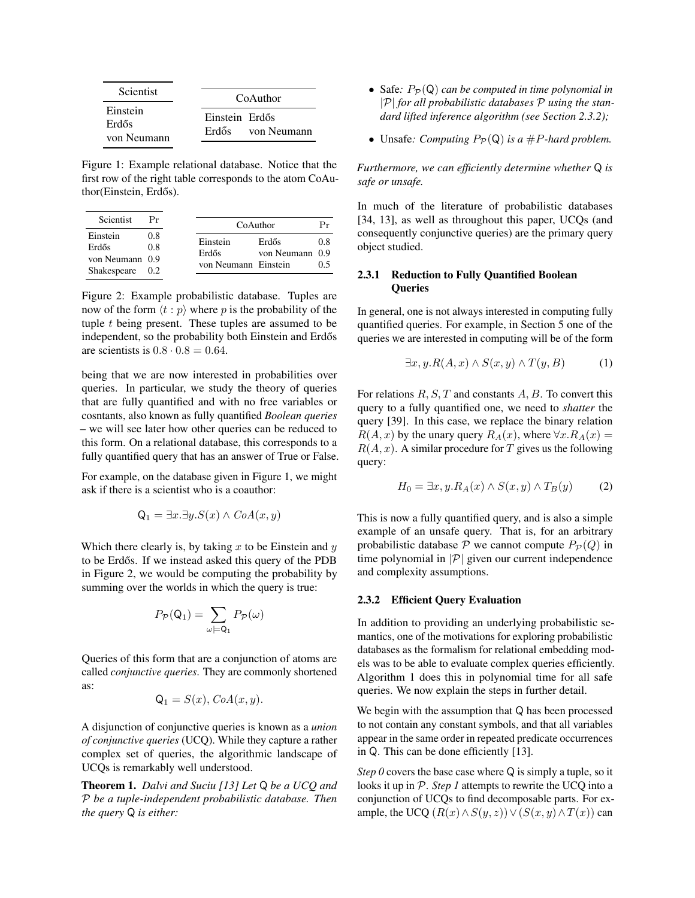| Scientist |
|---|
| Einstein |
| Erdős |
| von Neumann |

| CoAuthor | |
|---|---|
| Einstein | Erdős |
| Erdős | von Neumann |

Figure 1: Example relational database. Notice that the first row of the right table corresponds to the atom CoAuthor(Einstein, Erdős).

| Scientist | Pr |
|---|---|
| Einstein | 0.8 |
| Erdős | 0.8 |
| von Neumann | 0.9 |
| Shakespeare | 0.2 |

| CoAuthor | | Pr |
|---|---|---|
| Einstein | Erdős | 0.8 |
| Erdős | von Neumann | 0.9 |
| von Neumann | Einstein | 0.5 |

Figure 2: Example probabilistic database. Tuples are now of the form $\langle t : p \rangle$ where $p$ is the probability of the tuple $t$ being present. These tuples are assumed to be independent, so the probability both Einstein and Erdős are scientists is $0.8 \cdot 0.8 = 0.64$.

being that we are now interested in probabilities over queries. In particular, we study the theory of queries that are fully quantified and with no free variables or cosntants, also known as fully quantified *Boolean queries* – we will see later how other queries can be reduced to this form. On a relational database, this corresponds to a fully quantified query that has an answer of True or False.

For example, on the database given in Figure 1, we might ask if there is a scientist who is a coauthor:

$$\mathsf{Q}_1 = \exists x.\exists y.S(x) \wedge CoA(x, y)$$

Which there clearly is, by taking $x$ to be Einstein and $y$ to be Erdős. If we instead asked this query of the PDB in Figure 2, we would be computing the probability by summing over the worlds in which the query is true:

$$P_{\mathcal{P}}(\mathsf{Q}_1) = \sum_{\omega \models \mathsf{Q}_1} P_{\mathcal{P}}(\omega)$$

Queries of this form that are a conjunction of atoms are called *conjunctive queries*. They are commonly shortened as:

$$\mathsf{Q}_1 = S(x), CoA(x, y).$$

A disjunction of conjunctive queries is known as a *union of conjunctive queries* (UCQ). While they capture a rather complex set of queries, the algorithmic landscape of UCQs is remarkably well understood.

**Theorem 1.** *Dalvi and Suciu [13] Let* $\mathsf{Q}$ *be a UCQ and* $\mathcal{P}$ *be a tuple-independent probabilistic database. Then the query* $\mathsf{Q}$ *is either:*

- Safe*:* $P_{\mathcal{P}}(\mathsf{Q})$ *can be computed in time polynomial in* $|\mathcal{P}|$ *for all probabilistic databases* $\mathcal{P}$ *using the standard lifted inference algorithm (see Section 2.3.2);*
- Unsafe*: Computing* $P_{\mathcal{P}}(\mathsf{Q})$ *is a* $\#P$*-hard problem.*

*Furthermore, we can efficiently determine whether* $\mathsf{Q}$ *is safe or unsafe.*

In much of the literature of probabilistic databases [34, 13], as well as throughout this paper, UCQs (and consequently conjunctive queries) are the primary query object studied.

### 2.3.1 Reduction to Fully Quantified Boolean Queries

In general, one is not always interested in computing fully quantified queries. For example, in Section 5 one of the queries we are interested in computing will be of the form

$$\exists x, y.R(A, x) \wedge S(x, y) \wedge T(y, B) \tag{1}$$

For relations $R, S, T$ and constants $A, B$. To convert this query to a fully quantified one, we need to *shatter* the query [39]. In this case, we replace the binary relation $R(A, x)$ by the unary query $R_A(x)$, where $\forall x.R_A(x) = R(A, x)$. A similar procedure for $T$ gives us the following query:

$$H_0 = \exists x, y.R_A(x) \wedge S(x, y) \wedge T_B(y) \tag{2}$$

This is now a fully quantified query, and is also a simple example of an unsafe query. That is, for an arbitrary probabilistic database $\mathcal{P}$ we cannot compute $P_{\mathcal{P}}(Q)$ in time polynomial in $|\mathcal{P}|$ given our current independence and complexity assumptions.

### 2.3.2 Efficient Query Evaluation

In addition to providing an underlying probabilistic semantics, one of the motivations for exploring probabilistic databases as the formalism for relational embedding models was to be able to evaluate complex queries efficiently. Algorithm 1 does this in polynomial time for all safe queries. We now explain the steps in further detail.

We begin with the assumption that $\mathsf{Q}$ has been processed to not contain any constant symbols, and that all variables appear in the same order in repeated predicate occurrences in $\mathsf{Q}$. This can be done efficiently [13].

*Step 0* covers the base case where $\mathsf{Q}$ is simply a tuple, so it looks it up in $\mathcal{P}$. *Step 1* attempts to rewrite the UCQ into a conjunction of UCQs to find decomposable parts. For example, the UCQ $(R(x) \wedge S(y, z)) \vee (S(x, y) \wedge T(x))$ can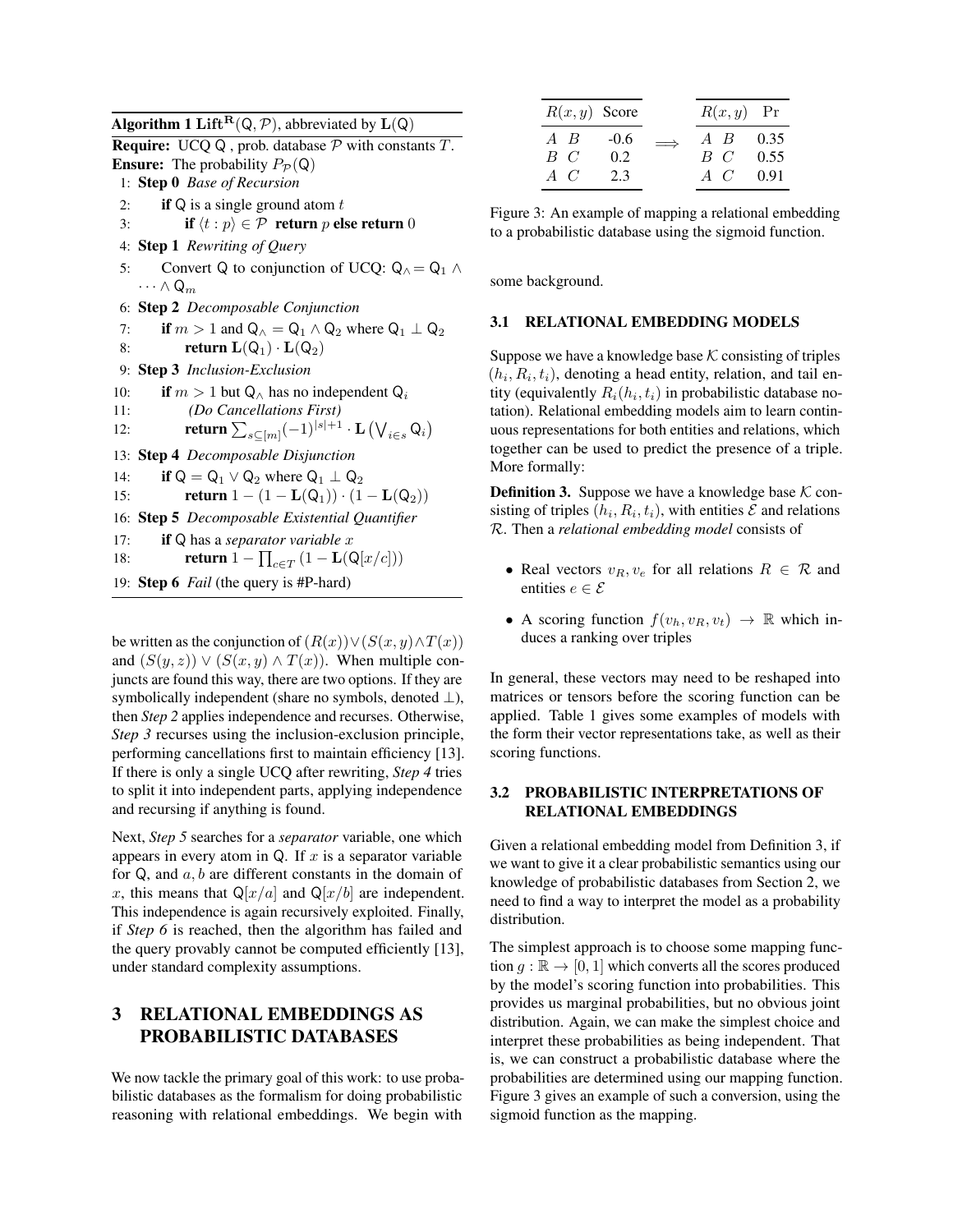**Algorithm 1** $\textbf{Lift}^{\mathbf{R}}(\mathsf{Q}, \mathcal{P})$, abbreviated by $\mathbf{L}(\mathsf{Q})$

**Require:** UCQ $\mathsf{Q}$ , prob. database $\mathcal{P}$ with constants $T$.
**Ensure:** The probability $P_{\mathcal{P}}(\mathsf{Q})$

```
1: Step 0 Base of Recursion
2:     if Q is a single ground atom t
3:         if ⟨t : p⟩ ∈ P return p else return 0
4: Step 1 Rewriting of Query
5:     Convert Q to conjunction of UCQ: Q∧ = Q1 ∧ ··· ∧ Qm
6: Step 2 Decomposable Conjunction
7:     if m > 1 and Q∧ = Q1 ∧ Q2 where Q1 ⊥ Q2
8:         return L(Q1) · L(Q2)
9: Step 3 Inclusion-Exclusion
10:    if m > 1 but Q∧ has no independent Qi
11:        (Do Cancellations First)
12:        return Σ_{s⊆[m]} (−1)^{|s|+1} · L(⋁_{i∈s} Qi)
13: Step 4 Decomposable Disjunction
14:    if Q = Q1 ∨ Q2 where Q1 ⊥ Q2
15:        return 1 − (1 − L(Q1)) · (1 − L(Q2))
16: Step 5 Decomposable Existential Quantifier
17:    if Q has a separator variable x
18:        return 1 − Π_{c∈T} (1 − L(Q[x/c]))
19: Step 6 Fail (the query is #P-hard)
```

be written as the conjunction of $(R(x)) \vee (S(x, y) \wedge T(x))$ and $(S(y, z)) \vee (S(x, y) \wedge T(x))$. When multiple conjuncts are found this way, there are two options. If they are symbolically independent (share no symbols, denoted $\perp$), then *Step 2* applies independence and recurses. Otherwise, *Step 3* recurses using the inclusion-exclusion principle, performing cancellations first to maintain efficiency [13]. If there is only a single UCQ after rewriting, *Step 4* tries to split it into independent parts, applying independence and recursing if anything is found.

Next, *Step 5* searches for a *separator* variable, one which appears in every atom in $\mathsf{Q}$. If $x$ is a separator variable for $\mathsf{Q}$, and $a, b$ are different constants in the domain of $x$, this means that $\mathsf{Q}[x/a]$ and $\mathsf{Q}[x/b]$ are independent. This independence is again recursively exploited. Finally, if *Step 6* is reached, then the algorithm has failed and the query provably cannot be computed efficiently [13], under standard complexity assumptions.

# 3 RELATIONAL EMBEDDINGS AS PROBABILISTIC DATABASES

We now tackle the primary goal of this work: to use probabilistic databases as the formalism for doing probabilistic reasoning with relational embeddings. We begin with some background.

| $R(x,y)$ | Score | | $R(x,y)$ | Pr |
|---|---|---|---|---|
| $A$ $B$ | -0.6 | $\Longrightarrow$ | $A$ $B$ | 0.35 |
| $B$ $C$ | 0.2 | | $B$ $C$ | 0.55 |
| $A$ $C$ | 2.3 | | $A$ $C$ | 0.91 |

Figure 3: An example of mapping a relational embedding to a probabilistic database using the sigmoid function.

## 3.1 RELATIONAL EMBEDDING MODELS

Suppose we have a knowledge base $\mathcal{K}$ consisting of triples $(h_i, R_i, t_i)$, denoting a head entity, relation, and tail entity (equivalently $R_i(h_i, t_i)$ in probabilistic database notation). Relational embedding models aim to learn continuous representations for both entities and relations, which together can be used to predict the presence of a triple. More formally:

**Definition 3.** Suppose we have a knowledge base $\mathcal{K}$ consisting of triples $(h_i, R_i, t_i)$, with entities $\mathcal{E}$ and relations $\mathcal{R}$. Then a *relational embedding model* consists of

- Real vectors $v_R, v_e$ for all relations $R \in \mathcal{R}$ and entities $e \in \mathcal{E}$
- A scoring function $f(v_h, v_R, v_t) \rightarrow \mathbb{R}$ which induces a ranking over triples

In general, these vectors may need to be reshaped into matrices or tensors before the scoring function can be applied. Table 1 gives some examples of models with the form their vector representations take, as well as their scoring functions.

## 3.2 PROBABILISTIC INTERPRETATIONS OF RELATIONAL EMBEDDINGS

Given a relational embedding model from Definition 3, if we want to give it a clear probabilistic semantics using our knowledge of probabilistic databases from Section 2, we need to find a way to interpret the model as a probability distribution.

The simplest approach is to choose some mapping function $g : \mathbb{R} \rightarrow [0, 1]$ which converts all the scores produced by the model's scoring function into probabilities. This provides us marginal probabilities, but no obvious joint distribution. Again, we can make the simplest choice and interpret these probabilities as being independent. That is, we can construct a probabilistic database where the probabilities are determined using our mapping function. Figure 3 gives an example of such a conversion, using the sigmoid function as the mapping.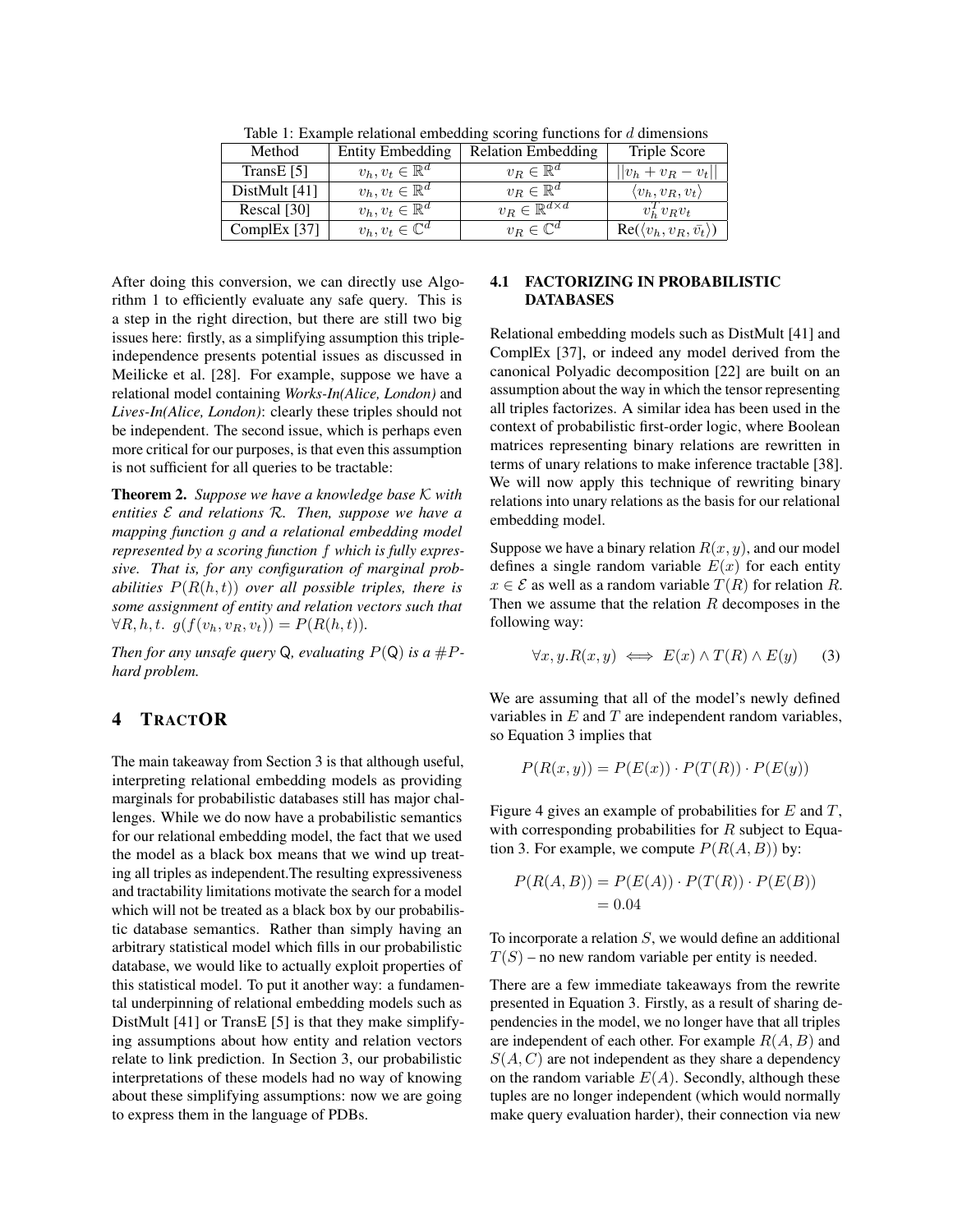Table 1: Example relational embedding scoring functions for $d$ dimensions

| Method | Entity Embedding | Relation Embedding | Triple Score |
|---|---|---|---|
| TransE [5] | $v_h, v_t \in \mathbb{R}^d$ | $v_R \in \mathbb{R}^d$ | $\|\|v_h + v_R - v_t\|\|$ |
| DistMult [41] | $v_h, v_t \in \mathbb{R}^d$ | $v_R \in \mathbb{R}^d$ | $\langle v_h, v_R, v_t \rangle$ |
| Rescal [30] | $v_h, v_t \in \mathbb{R}^d$ | $v_R \in \mathbb{R}^{d \times d}$ | $v_h^T v_R v_t$ |
| ComplEx [37] | $v_h, v_t \in \mathbb{C}^d$ | $v_R \in \mathbb{C}^d$ | $\text{Re}(\langle v_h, v_R, \bar{v}_t \rangle)$ |

After doing this conversion, we can directly use Algorithm 1 to efficiently evaluate any safe query. This is a step in the right direction, but there are still two big issues here: firstly, as a simplifying assumption this triple-independence presents potential issues as discussed in Meilicke et al. [28]. For example, suppose we have a relational model containing *Works-In(Alice, London)* and *Lives-In(Alice, London)*: clearly these triples should not be independent. The second issue, which is perhaps even more critical for our purposes, is that even this assumption is not sufficient for all queries to be tractable:

**Theorem 2.** *Suppose we have a knowledge base $\mathcal{K}$ with entities $\mathcal{E}$ and relations $\mathcal{R}$. Then, suppose we have a mapping function $g$ and a relational embedding model represented by a scoring function $f$ which is fully expressive. That is, for any configuration of marginal probabilities $P(R(h,t))$ over all possible triples, there is some assignment of entity and relation vectors such that $\forall R, h, t.\ g(f(v_h, v_R, v_t)) = P(R(h,t))$.*

*Then for any unsafe query $\mathsf{Q}$, evaluating $P(\mathsf{Q})$ is a $\#P$-hard problem.*

## 4 TRACTOR

The main takeaway from Section 3 is that although useful, interpreting relational embedding models as providing marginals for probabilistic databases still has major challenges. While we do now have a probabilistic semantics for our relational embedding model, the fact that we used the model as a black box means that we wind up treating all triples as independent.The resulting expressiveness and tractability limitations motivate the search for a model which will not be treated as a black box by our probabilistic database semantics. Rather than simply having an arbitrary statistical model which fills in our probabilistic database, we would like to actually exploit properties of this statistical model. To put it another way: a fundamental underpinning of relational embedding models such as DistMult [41] or TransE [5] is that they make simplifying assumptions about how entity and relation vectors relate to link prediction. In Section 3, our probabilistic interpretations of these models had no way of knowing about these simplifying assumptions: now we are going to express them in the language of PDBs.

### 4.1 FACTORIZING IN PROBABILISTIC DATABASES

Relational embedding models such as DistMult [41] and ComplEx [37], or indeed any model derived from the canonical Polyadic decomposition [22] are built on an assumption about the way in which the tensor representing all triples factorizes. A similar idea has been used in the context of probabilistic first-order logic, where Boolean matrices representing binary relations are rewritten in terms of unary relations to make inference tractable [38]. We will now apply this technique of rewriting binary relations into unary relations as the basis for our relational embedding model.

Suppose we have a binary relation $R(x, y)$, and our model defines a single random variable $E(x)$ for each entity $x \in \mathcal{E}$ as well as a random variable $T(R)$ for relation $R$. Then we assume that the relation $R$ decomposes in the following way:

$$\forall x, y. R(x, y) \iff E(x) \wedge T(R) \wedge E(y) \qquad (3)$$

We are assuming that all of the model's newly defined variables in $E$ and $T$ are independent random variables, so Equation 3 implies that

$$P(R(x, y)) = P(E(x)) \cdot P(T(R)) \cdot P(E(y))$$

Figure 4 gives an example of probabilities for $E$ and $T$, with corresponding probabilities for $R$ subject to Equation 3. For example, we compute $P(R(A, B))$ by:

$$\begin{aligned} P(R(A, B)) &= P(E(A)) \cdot P(T(R)) \cdot P(E(B)) \\ &= 0.04 \end{aligned}$$

To incorporate a relation $S$, we would define an additional $T(S)$ – no new random variable per entity is needed.

There are a few immediate takeaways from the rewrite presented in Equation 3. Firstly, as a result of sharing dependencies in the model, we no longer have that all triples are independent of each other. For example $R(A, B)$ and $S(A, C)$ are not independent as they share a dependency on the random variable $E(A)$. Secondly, although these tuples are no longer independent (which would normally make query evaluation harder), their connection via new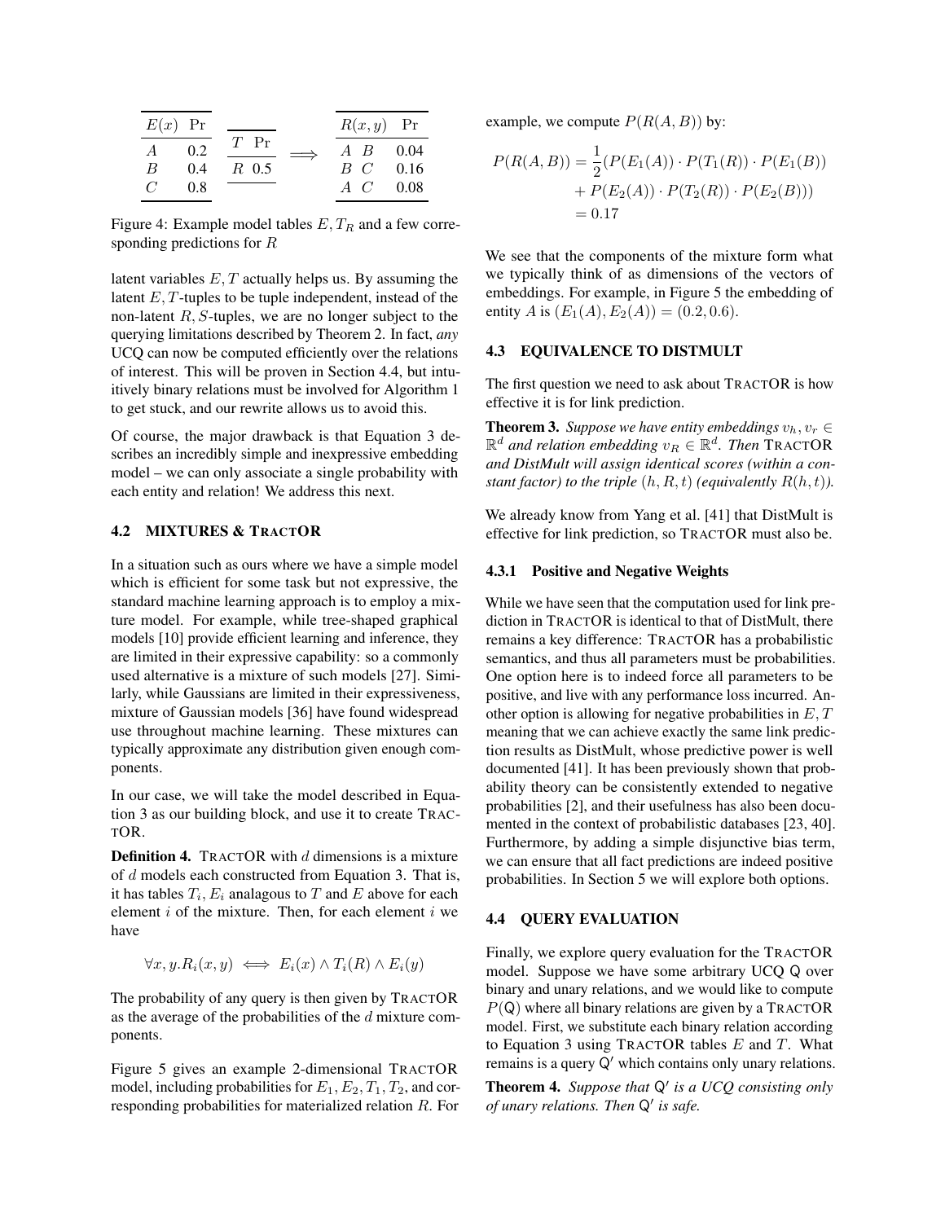| $E(x)$ | Pr |
|---|---|
| $A$ | 0.2 |
| $B$ | 0.4 |
| $C$ | 0.8 |

| $T$ | Pr |
|---|---|
| $R$ | 0.5 |

$\Longrightarrow$

| $R(x,y)$ | | Pr |
|---|---|---|
| $A$ | $B$ | 0.04 |
| $B$ | $C$ | 0.16 |
| $A$ | $C$ | 0.08 |

Figure 4: Example model tables $E, T_R$ and a few corresponding predictions for $R$

latent variables $E, T$ actually helps us. By assuming the latent $E, T$-tuples to be tuple independent, instead of the non-latent $R, S$-tuples, we are no longer subject to the querying limitations described by Theorem 2. In fact, *any* UCQ can now be computed efficiently over the relations of interest. This will be proven in Section 4.4, but intuitively binary relations must be involved for Algorithm 1 to get stuck, and our rewrite allows us to avoid this.

Of course, the major drawback is that Equation 3 describes an incredibly simple and inexpressive embedding model – we can only associate a single probability with each entity and relation! We address this next.

### 4.2 MIXTURES & TRACTOR

In a situation such as ours where we have a simple model which is efficient for some task but not expressive, the standard machine learning approach is to employ a mixture model. For example, while tree-shaped graphical models [10] provide efficient learning and inference, they are limited in their expressive capability: so a commonly used alternative is a mixture of such models [27]. Similarly, while Gaussians are limited in their expressiveness, mixture of Gaussian models [36] have found widespread use throughout machine learning. These mixtures can typically approximate any distribution given enough components.

In our case, we will take the model described in Equation 3 as our building block, and use it to create TRACTOR.

**Definition 4.** TRACTOR with $d$ dimensions is a mixture of $d$ models each constructed from Equation 3. That is, it has tables $T_i, E_i$ analagous to $T$ and $E$ above for each element $i$ of the mixture. Then, for each element $i$ we have

$$\forall x, y. R_i(x, y) \iff E_i(x) \wedge T_i(R) \wedge E_i(y)$$

The probability of any query is then given by TRACTOR as the average of the probabilities of the $d$ mixture components.

Figure 5 gives an example 2-dimensional TRACTOR model, including probabilities for $E_1, E_2, T_1, T_2$, and corresponding probabilities for materialized relation $R$. For example, we compute $P(R(A, B))$ by:

$$\begin{aligned} P(R(A, B)) &= \frac{1}{2}(P(E_1(A)) \cdot P(T_1(R)) \cdot P(E_1(B)) \\ &\quad + P(E_2(A)) \cdot P(T_2(R)) \cdot P(E_2(B))) \\ &= 0.17 \end{aligned}$$

We see that the components of the mixture form what we typically think of as dimensions of the vectors of embeddings. For example, in Figure 5 the embedding of entity $A$ is $(E_1(A), E_2(A)) = (0.2, 0.6)$.

### 4.3 EQUIVALENCE TO DISTMULT

The first question we need to ask about TRACTOR is how effective it is for link prediction.

**Theorem 3.** *Suppose we have entity embeddings $v_h, v_r \in \mathbb{R}^d$ and relation embedding $v_R \in \mathbb{R}^d$. Then* TRACTOR *and DistMult will assign identical scores (within a constant factor) to the triple $(h, R, t)$ (equivalently $R(h, t)$).*

We already know from Yang et al. [41] that DistMult is effective for link prediction, so TRACTOR must also be.

#### 4.3.1 Positive and Negative Weights

While we have seen that the computation used for link prediction in TRACTOR is identical to that of DistMult, there remains a key difference: TRACTOR has a probabilistic semantics, and thus all parameters must be probabilities. One option here is to indeed force all parameters to be positive, and live with any performance loss incurred. Another option is allowing for negative probabilities in $E, T$ meaning that we can achieve exactly the same link prediction results as DistMult, whose predictive power is well documented [41]. It has been previously shown that probability theory can be consistently extended to negative probabilities [2], and their usefulness has also been documented in the context of probabilistic databases [23, 40]. Furthermore, by adding a simple disjunctive bias term, we can ensure that all fact predictions are indeed positive probabilities. In Section 5 we will explore both options.

### 4.4 QUERY EVALUATION

Finally, we explore query evaluation for the TRACTOR model. Suppose we have some arbitrary UCQ Q over binary and unary relations, and we would like to compute $P(\mathsf{Q})$ where all binary relations are given by a TRACTOR model. First, we substitute each binary relation according to Equation 3 using TRACTOR tables $E$ and $T$. What remains is a query $\mathsf{Q}'$ which contains only unary relations.

**Theorem 4.** *Suppose that $\mathsf{Q}'$ is a UCQ consisting only of unary relations. Then $\mathsf{Q}'$ is safe.*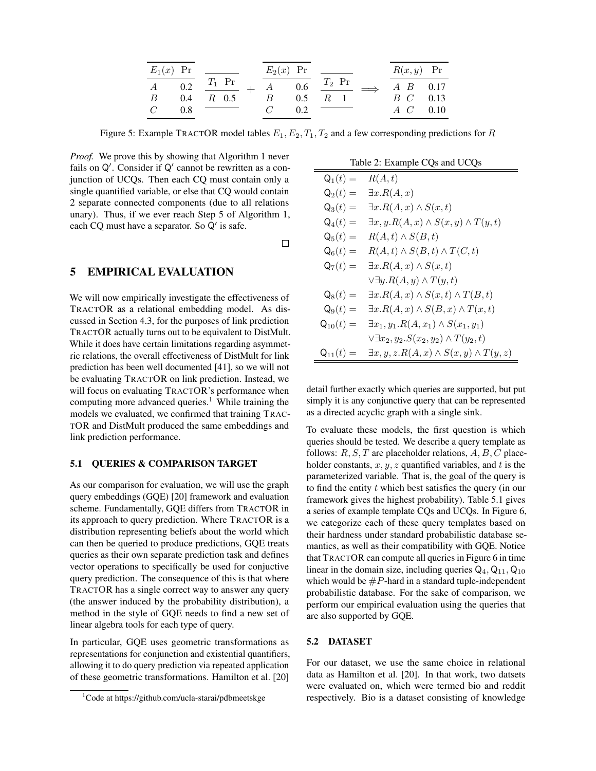| $E_1(x)$ | Pr |
|---|---|
| $A$ | 0.2 |
| $B$ | 0.4 |
| $C$ | 0.8 |

| $T_1$ | Pr |
|---|---|
| $R$ | 0.5 |

$+$

| $E_2(x)$ | Pr |
|---|---|
| $A$ | 0.6 |
| $B$ | 0.5 |
| $C$ | 0.2 |

| $T_2$ | Pr |
|---|---|
| $R$ | 1 |

$\Longrightarrow$

| $R(x, y)$ | | Pr |
|---|---|---|
| $A$ | $B$ | 0.17 |
| $B$ | $C$ | 0.13 |
| $A$ | $C$ | 0.10 |

Figure 5: Example TRACTOR model tables $E_1, E_2, T_1, T_2$ and a few corresponding predictions for $R$

*Proof.* We prove this by showing that Algorithm 1 never fails on $\mathsf{Q}'$. Consider if $\mathsf{Q}'$ cannot be rewritten as a conjunction of UCQs. Then each CQ must contain only a single quantified variable, or else that CQ would contain 2 separate connected components (due to all relations unary). Thus, if we ever reach Step 5 of Algorithm 1, each CQ must have a separator. So $\mathsf{Q}'$ is safe. ☐

## 5 EMPIRICAL EVALUATION

We will now empirically investigate the effectiveness of TRACTOR as a relational embedding model. As discussed in Section 4.3, for the purposes of link prediction TRACTOR actually turns out to be equivalent to DistMult. While it does have certain limitations regarding asymmetric relations, the overall effectiveness of DistMult for link prediction has been well documented [41], so we will not be evaluating TRACTOR on link prediction. Instead, we will focus on evaluating TRACTOR's performance when computing more advanced queries.[1] While training the models we evaluated, we confirmed that training TRACTOR and DistMult produced the same embeddings and link prediction performance.

### 5.1 QUERIES & COMPARISON TARGET

As our comparison for evaluation, we will use the graph query embeddings (GQE) [20] framework and evaluation scheme. Fundamentally, GQE differs from TRACTOR in its approach to query prediction. Where TRACTOR is a distribution representing beliefs about the world which can then be queried to produce predictions, GQE treats queries as their own separate prediction task and defines vector operations to specifically be used for conjuctive query prediction. The consequence of this is that where TRACTOR has a single correct way to answer any query (the answer induced by the probability distribution), a method in the style of GQE needs to find a new set of linear algebra tools for each type of query.

In particular, GQE uses geometric transformations as representations for conjunction and existential quantifiers, allowing it to do query prediction via repeated application of these geometric transformations. Hamilton et al. [20] detail further exactly which queries are supported, but put simply it is any conjunctive query that can be represented as a directed acyclic graph with a single sink.

Table 2: Example CQs and UCQs

| | |
|---|---|
| $\mathsf{Q}_1(t) =$ | $R(A, t)$ |
| $\mathsf{Q}_2(t) =$ | $\exists x.R(A, x)$ |
| $\mathsf{Q}_3(t) =$ | $\exists x.R(A, x) \wedge S(x, t)$ |
| $\mathsf{Q}_4(t) =$ | $\exists x, y.R(A, x) \wedge S(x, y) \wedge T(y, t)$ |
| $\mathsf{Q}_5(t) =$ | $R(A, t) \wedge S(B, t)$ |
| $\mathsf{Q}_6(t) =$ | $R(A, t) \wedge S(B, t) \wedge T(C, t)$ |
| $\mathsf{Q}_7(t) =$ | $\exists x.R(A, x) \wedge S(x, t)$ $\vee \exists y.R(A, y) \wedge T(y, t)$ |
| $\mathsf{Q}_8(t) =$ | $\exists x.R(A, x) \wedge S(x, t) \wedge T(B, t)$ |
| $\mathsf{Q}_9(t) =$ | $\exists x.R(A, x) \wedge S(B, x) \wedge T(x, t)$ |
| $\mathsf{Q}_{10}(t) =$ | $\exists x_1, y_1.R(A, x_1) \wedge S(x_1, y_1)$ $\vee \exists x_2, y_2.S(x_2, y_2) \wedge T(y_2, t)$ |
| $\mathsf{Q}_{11}(t) =$ | $\exists x, y, z.R(A, x) \wedge S(x, y) \wedge T(y, z)$ |

To evaluate these models, the first question is which queries should be tested. We describe a query template as follows: $R, S, T$ are placeholder relations, $A, B, C$ placeholder constants, $x, y, z$ quantified variables, and $t$ is the parameterized variable. That is, the goal of the query is to find the entity $t$ which best satisfies the query (in our framework gives the highest probability). Table 5.1 gives a series of example template CQs and UCQs. In Figure 6, we categorize each of these query templates based on their hardness under standard probabilistic database semantics, as well as their compatibility with GQE. Notice that TRACTOR can compute all queries in Figure 6 in time linear in the domain size, including queries $\mathsf{Q}_4, \mathsf{Q}_{11}, \mathsf{Q}_{10}$ which would be $\#P$-hard in a standard tuple-independent probabilistic database. For the sake of comparison, we perform our empirical evaluation using the queries that are also supported by GQE.

### 5.2 DATASET

For our dataset, we use the same choice in relational data as Hamilton et al. [20]. In that work, two datsets were evaluated on, which were termed bio and reddit respectively. Bio is a dataset consisting of knowledge

[1] Code at https://github.com/ucla-starai/pdbmeetskge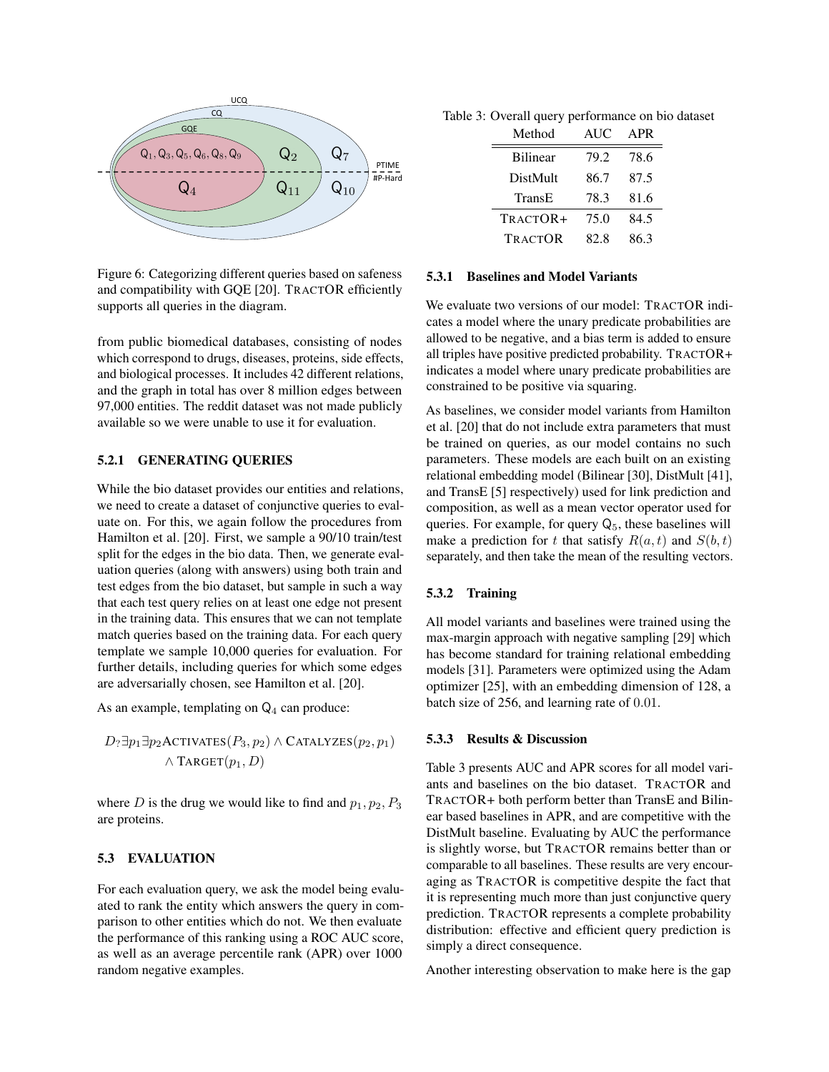Figure 6: Categorizing different queries based on safeness and compatibility with GQE [20]. TRACTOR efficiently supports all queries in the diagram.

from public biomedical databases, consisting of nodes which correspond to drugs, diseases, proteins, side effects, and biological processes. It includes 42 different relations, and the graph in total has over 8 million edges between 97,000 entities. The reddit dataset was not made publicly available so we were unable to use it for evaluation.

### 5.2.1 GENERATING QUERIES

While the bio dataset provides our entities and relations, we need to create a dataset of conjunctive queries to evaluate on. For this, we again follow the procedures from Hamilton et al. [20]. First, we sample a 90/10 train/test split for the edges in the bio data. Then, we generate evaluation queries (along with answers) using both train and test edges from the bio dataset, but sample in such a way that each test query relies on at least one edge not present in the training data. This ensures that we can not template match queries based on the training data. For each query template we sample 10,000 queries for evaluation. For further details, including queries for which some edges are adversarially chosen, see Hamilton et al. [20].

As an example, templating on $\mathsf{Q}_4$ can produce:

$$D_? \exists p_1 \exists p_2 \text{ACTIVATES}(P_3, p_2) \wedge \text{CATALYZES}(p_2, p_1) \wedge \text{TARGET}(p_1, D)$$

where $D$ is the drug we would like to find and $p_1, p_2, P_3$ are proteins.

## 5.3 EVALUATION

For each evaluation query, we ask the model being evaluated to rank the entity which answers the query in comparison to other entities which do not. We then evaluate the performance of this ranking using a ROC AUC score, as well as an average percentile rank (APR) over 1000 random negative examples.

Table 3: Overall query performance on bio dataset

| Method | AUC | APR |
|---|---|---|
| Bilinear | 79.2 | 78.6 |
| DistMult | 86.7 | 87.5 |
| TransE | 78.3 | 81.6 |
| TRACTOR+ | 75.0 | 84.5 |
| TRACTOR | 82.8 | 86.3 |

### 5.3.1 Baselines and Model Variants

We evaluate two versions of our model: TRACTOR indicates a model where the unary predicate probabilities are allowed to be negative, and a bias term is added to ensure all triples have positive predicted probability. TRACTOR+ indicates a model where unary predicate probabilities are constrained to be positive via squaring.

As baselines, we consider model variants from Hamilton et al. [20] that do not include extra parameters that must be trained on queries, as our model contains no such parameters. These models are each built on an existing relational embedding model (Bilinear [30], DistMult [41], and TransE [5] respectively) used for link prediction and composition, as well as a mean vector operator used for queries. For example, for query $\mathsf{Q}_5$, these baselines will make a prediction for $t$ that satisfy $R(a, t)$ and $S(b, t)$ separately, and then take the mean of the resulting vectors.

### 5.3.2 Training

All model variants and baselines were trained using the max-margin approach with negative sampling [29] which has become standard for training relational embedding models [31]. Parameters were optimized using the Adam optimizer [25], with an embedding dimension of 128, a batch size of 256, and learning rate of $0.01$.

### 5.3.3 Results & Discussion

Table 3 presents AUC and APR scores for all model variants and baselines on the bio dataset. TRACTOR and TRACTOR+ both perform better than TransE and Bilinear based baselines in APR, and are competitive with the DistMult baseline. Evaluating by AUC the performance is slightly worse, but TRACTOR remains better than or comparable to all baselines. These results are very encouraging as TRACTOR is competitive despite the fact that it is representing much more than just conjunctive query prediction. TRACTOR represents a complete probability distribution: effective and efficient query prediction is simply a direct consequence.

Another interesting observation to make here is the gap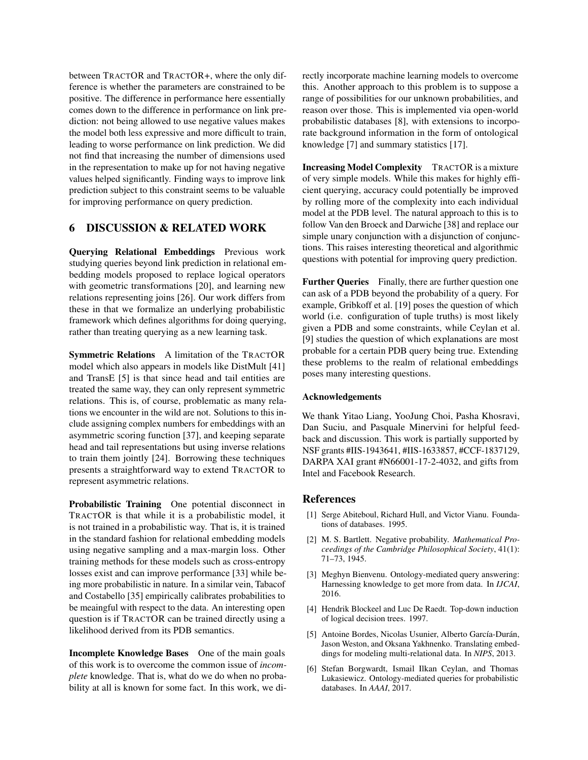between TRACTOR and TRACTOR+, where the only difference is whether the parameters are constrained to be positive. The difference in performance here essentially comes down to the difference in performance on link prediction: not being allowed to use negative values makes the model both less expressive and more difficult to train, leading to worse performance on link prediction. We did not find that increasing the number of dimensions used in the representation to make up for not having negative values helped significantly. Finding ways to improve link prediction subject to this constraint seems to be valuable for improving performance on query prediction.

## 6 DISCUSSION & RELATED WORK

**Querying Relational Embeddings** Previous work studying queries beyond link prediction in relational embedding models proposed to replace logical operators with geometric transformations [20], and learning new relations representing joins [26]. Our work differs from these in that we formalize an underlying probabilistic framework which defines algorithms for doing querying, rather than treating querying as a new learning task.

**Symmetric Relations** A limitation of the TRACTOR model which also appears in models like DistMult [41] and TransE [5] is that since head and tail entities are treated the same way, they can only represent symmetric relations. This is, of course, problematic as many relations we encounter in the wild are not. Solutions to this include assigning complex numbers for embeddings with an asymmetric scoring function [37], and keeping separate head and tail representations but using inverse relations to train them jointly [24]. Borrowing these techniques presents a straightforward way to extend TRACTOR to represent asymmetric relations.

**Probabilistic Training** One potential disconnect in TRACTOR is that while it is a probabilistic model, it is not trained in a probabilistic way. That is, it is trained in the standard fashion for relational embedding models using negative sampling and a max-margin loss. Other training methods for these models such as cross-entropy losses exist and can improve performance [33] while being more probabilistic in nature. In a similar vein, Tabacof and Costabello [35] empirically calibrates probabilities to be meaingful with respect to the data. An interesting open question is if TRACTOR can be trained directly using a likelihood derived from its PDB semantics.

**Incomplete Knowledge Bases** One of the main goals of this work is to overcome the common issue of *incomplete* knowledge. That is, what do we do when no probability at all is known for some fact. In this work, we directly incorporate machine learning models to overcome this. Another approach to this problem is to suppose a range of possibilities for our unknown probabilities, and reason over those. This is implemented via open-world probabilistic databases [8], with extensions to incorporate background information in the form of ontological knowledge [7] and summary statistics [17].

**Increasing Model Complexity** TRACTOR is a mixture of very simple models. While this makes for highly efficient querying, accuracy could potentially be improved by rolling more of the complexity into each individual model at the PDB level. The natural approach to this is to follow Van den Broeck and Darwiche [38] and replace our simple unary conjunction with a disjunction of conjunctions. This raises interesting theoretical and algorithmic questions with potential for improving query prediction.

**Further Queries** Finally, there are further question one can ask of a PDB beyond the probability of a query. For example, Gribkoff et al. [19] poses the question of which world (i.e. configuration of tuple truths) is most likely given a PDB and some constraints, while Ceylan et al. [9] studies the question of which explanations are most probable for a certain PDB query being true. Extending these problems to the realm of relational embeddings poses many interesting questions.

#### Acknowledgements

We thank Yitao Liang, YooJung Choi, Pasha Khosravi, Dan Suciu, and Pasquale Minervini for helpful feedback and discussion. This work is partially supported by NSF grants #IIS-1943641, #IIS-1633857, #CCF-1837129, DARPA XAI grant #N66001-17-2-4032, and gifts from Intel and Facebook Research.

## References

[1] Serge Abiteboul, Richard Hull, and Victor Vianu. Foundations of databases. 1995.

[2] M. S. Bartlett. Negative probability. *Mathematical Proceedings of the Cambridge Philosophical Society*, 41(1): 71–73, 1945.

[3] Meghyn Bienvenu. Ontology-mediated query answering: Harnessing knowledge to get more from data. In *IJCAI*, 2016.

[4] Hendrik Blockeel and Luc De Raedt. Top-down induction of logical decision trees. 1997.

[5] Antoine Bordes, Nicolas Usunier, Alberto García-Durán, Jason Weston, and Oksana Yakhnenko. Translating embeddings for modeling multi-relational data. In *NIPS*, 2013.

[6] Stefan Borgwardt, Ismail Ilkan Ceylan, and Thomas Lukasiewicz. Ontology-mediated queries for probabilistic databases. In *AAAI*, 2017.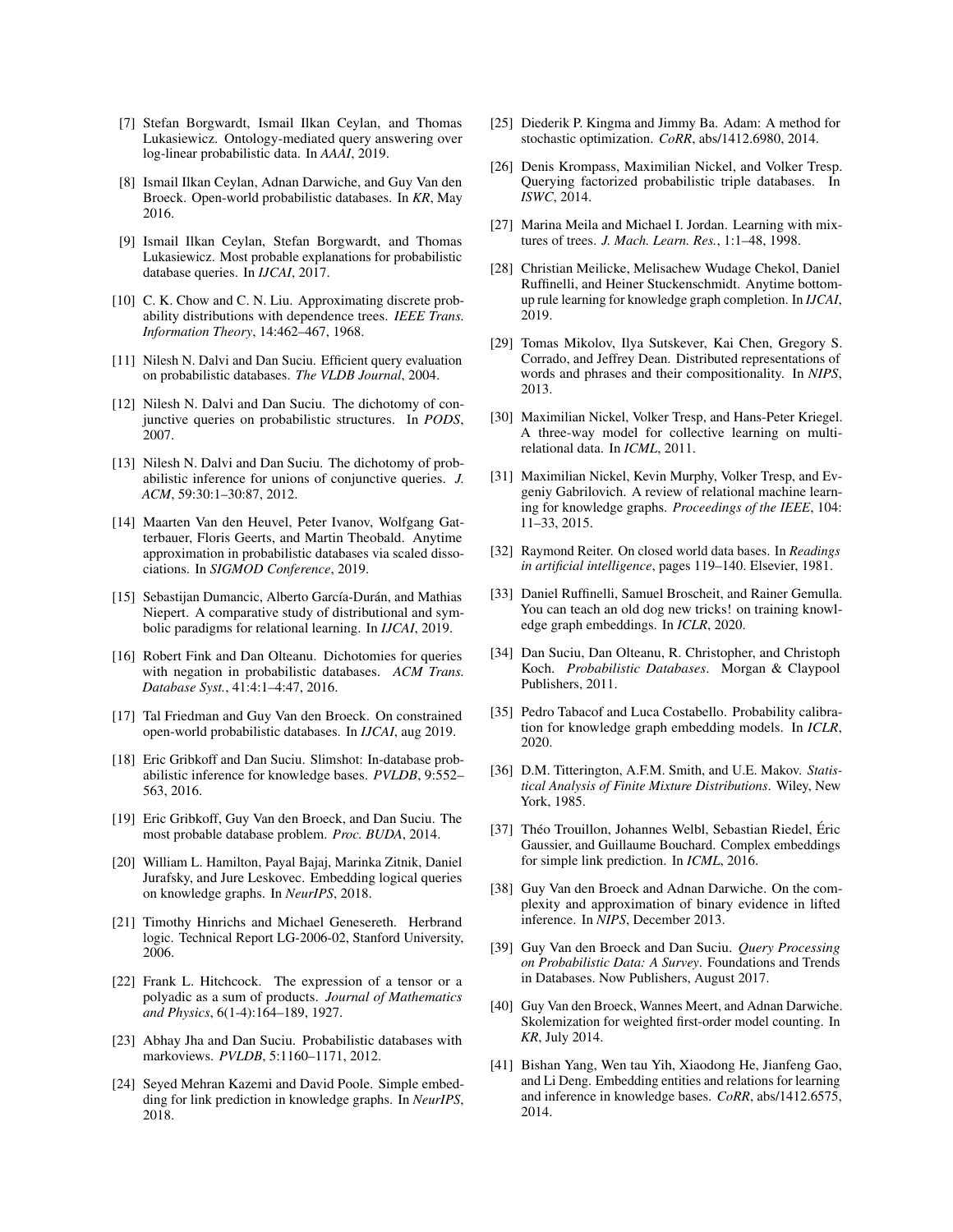[7] Stefan Borgwardt, Ismail Ilkan Ceylan, and Thomas Lukasiewicz. Ontology-mediated query answering over log-linear probabilistic data. In *AAAI*, 2019.

[8] Ismail Ilkan Ceylan, Adnan Darwiche, and Guy Van den Broeck. Open-world probabilistic databases. In *KR*, May 2016.

[9] Ismail Ilkan Ceylan, Stefan Borgwardt, and Thomas Lukasiewicz. Most probable explanations for probabilistic database queries. In *IJCAI*, 2017.

[10] C. K. Chow and C. N. Liu. Approximating discrete probability distributions with dependence trees. *IEEE Trans. Information Theory*, 14:462–467, 1968.

[11] Nilesh N. Dalvi and Dan Suciu. Efficient query evaluation on probabilistic databases. *The VLDB Journal*, 2004.

[12] Nilesh N. Dalvi and Dan Suciu. The dichotomy of conjunctive queries on probabilistic structures. In *PODS*, 2007.

[13] Nilesh N. Dalvi and Dan Suciu. The dichotomy of probabilistic inference for unions of conjunctive queries. *J. ACM*, 59:30:1–30:87, 2012.

[14] Maarten Van den Heuvel, Peter Ivanov, Wolfgang Gatterbauer, Floris Geerts, and Martin Theobald. Anytime approximation in probabilistic databases via scaled dissociations. In *SIGMOD Conference*, 2019.

[15] Sebastijan Dumancic, Alberto García-Durán, and Mathias Niepert. A comparative study of distributional and symbolic paradigms for relational learning. In *IJCAI*, 2019.

[16] Robert Fink and Dan Olteanu. Dichotomies for queries with negation in probabilistic databases. *ACM Trans. Database Syst.*, 41:4:1–4:47, 2016.

[17] Tal Friedman and Guy Van den Broeck. On constrained open-world probabilistic databases. In *IJCAI*, aug 2019.

[18] Eric Gribkoff and Dan Suciu. Slimshot: In-database probabilistic inference for knowledge bases. *PVLDB*, 9:552–563, 2016.

[19] Eric Gribkoff, Guy Van den Broeck, and Dan Suciu. The most probable database problem. *Proc. BUDA*, 2014.

[20] William L. Hamilton, Payal Bajaj, Marinka Zitnik, Daniel Jurafsky, and Jure Leskovec. Embedding logical queries on knowledge graphs. In *NeurIPS*, 2018.

[21] Timothy Hinrichs and Michael Genesereth. Herbrand logic. Technical Report LG-2006-02, Stanford University, 2006.

[22] Frank L. Hitchcock. The expression of a tensor or a polyadic as a sum of products. *Journal of Mathematics and Physics*, 6(1-4):164–189, 1927.

[23] Abhay Jha and Dan Suciu. Probabilistic databases with markoviews. *PVLDB*, 5:1160–1171, 2012.

[24] Seyed Mehran Kazemi and David Poole. Simple embedding for link prediction in knowledge graphs. In *NeurIPS*, 2018.

[25] Diederik P. Kingma and Jimmy Ba. Adam: A method for stochastic optimization. *CoRR*, abs/1412.6980, 2014.

[26] Denis Krompass, Maximilian Nickel, and Volker Tresp. Querying factorized probabilistic triple databases. In *ISWC*, 2014.

[27] Marina Meila and Michael I. Jordan. Learning with mixtures of trees. *J. Mach. Learn. Res.*, 1:1–48, 1998.

[28] Christian Meilicke, Melisachew Wudage Chekol, Daniel Ruffinelli, and Heiner Stuckenschmidt. Anytime bottom-up rule learning for knowledge graph completion. In *IJCAI*, 2019.

[29] Tomas Mikolov, Ilya Sutskever, Kai Chen, Gregory S. Corrado, and Jeffrey Dean. Distributed representations of words and phrases and their compositionality. In *NIPS*, 2013.

[30] Maximilian Nickel, Volker Tresp, and Hans-Peter Kriegel. A three-way model for collective learning on multi-relational data. In *ICML*, 2011.

[31] Maximilian Nickel, Kevin Murphy, Volker Tresp, and Evgeniy Gabrilovich. A review of relational machine learning for knowledge graphs. *Proceedings of the IEEE*, 104: 11–33, 2015.

[32] Raymond Reiter. On closed world data bases. In *Readings in artificial intelligence*, pages 119–140. Elsevier, 1981.

[33] Daniel Ruffinelli, Samuel Broscheit, and Rainer Gemulla. You can teach an old dog new tricks! on training knowledge graph embeddings. In *ICLR*, 2020.

[34] Dan Suciu, Dan Olteanu, R. Christopher, and Christoph Koch. *Probabilistic Databases*. Morgan & Claypool Publishers, 2011.

[35] Pedro Tabacof and Luca Costabello. Probability calibration for knowledge graph embedding models. In *ICLR*, 2020.

[36] D.M. Titterington, A.F.M. Smith, and U.E. Makov. *Statistical Analysis of Finite Mixture Distributions*. Wiley, New York, 1985.

[37] Théo Trouillon, Johannes Welbl, Sebastian Riedel, Éric Gaussier, and Guillaume Bouchard. Complex embeddings for simple link prediction. In *ICML*, 2016.

[38] Guy Van den Broeck and Adnan Darwiche. On the complexity and approximation of binary evidence in lifted inference. In *NIPS*, December 2013.

[39] Guy Van den Broeck and Dan Suciu. *Query Processing on Probabilistic Data: A Survey*. Foundations and Trends in Databases. Now Publishers, August 2017.

[40] Guy Van den Broeck, Wannes Meert, and Adnan Darwiche. Skolemization for weighted first-order model counting. In *KR*, July 2014.

[41] Bishan Yang, Wen tau Yih, Xiaodong He, Jianfeng Gao, and Li Deng. Embedding entities and relations for learning and inference in knowledge bases. *CoRR*, abs/1412.6575, 2014.